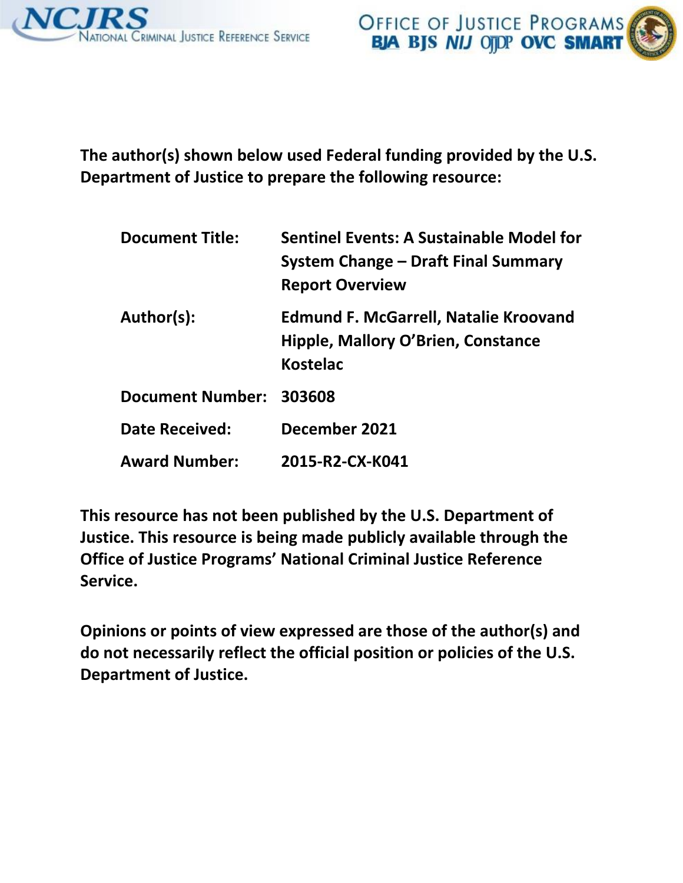**The author(s) shown below used Federal funding provided by the U.S. Department of Justice to prepare the following resource:**

| | |
|---|---|
| **Document Title:** | **Sentinel Events: A Sustainable Model for System Change – Draft Final Summary Report Overview** |
| **Author(s):** | **Edmund F. McGarrell, Natalie Kroovand Hipple, Mallory O'Brien, Constance Kostelac** |
| **Document Number:** | **303608** |
| **Date Received:** | **December 2021** |
| **Award Number:** | **2015-R2-CX-K041** |

**This resource has not been published by the U.S. Department of Justice. This resource is being made publicly available through the Office of Justice Programs' National Criminal Justice Reference Service.**

**Opinions or points of view expressed are those of the author(s) and do not necessarily reflect the official position or policies of the U.S. Department of Justice.**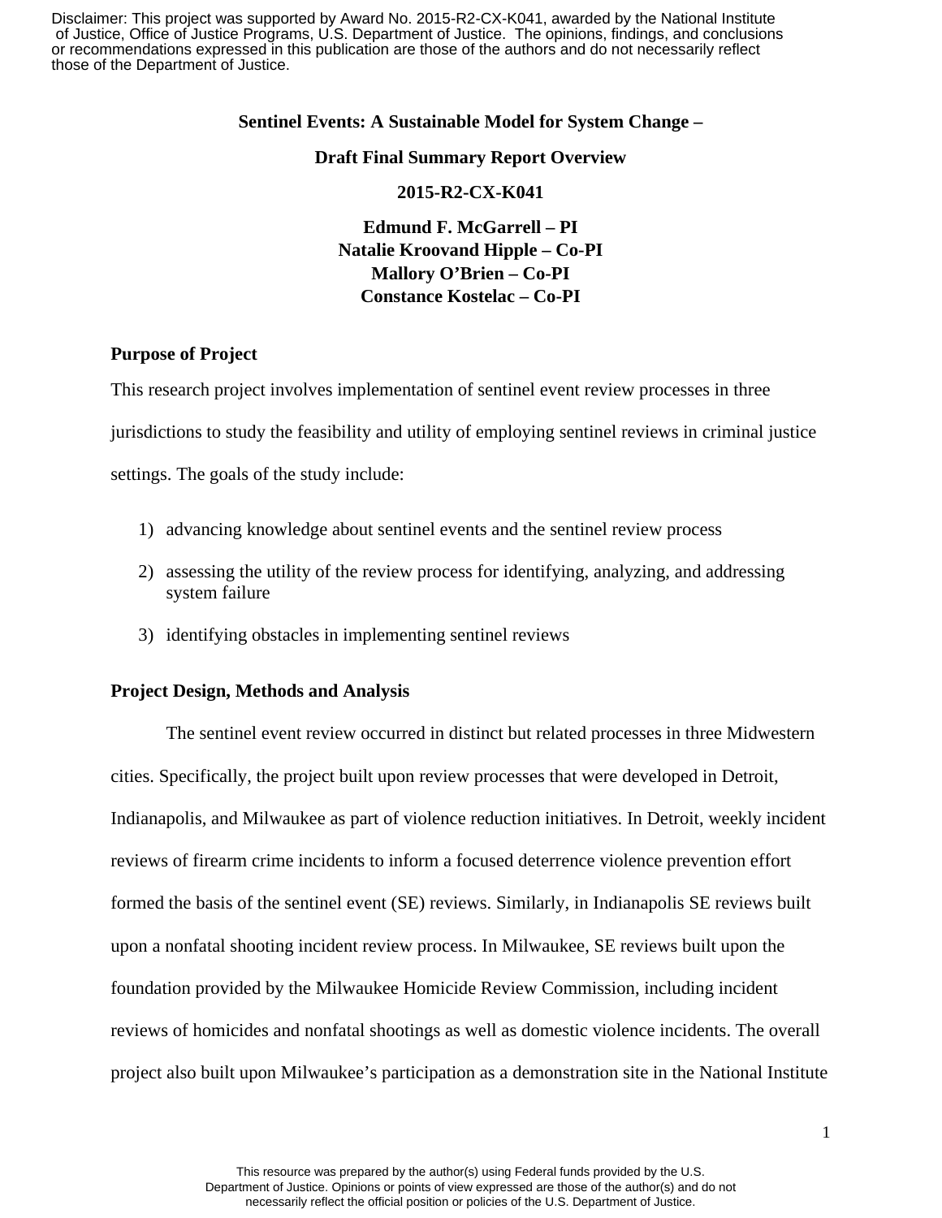Disclaimer: This project was supported by Award No. 2015-R2-CX-K041, awarded by the National Institute of Justice, Office of Justice Programs, U.S. Department of Justice. The opinions, findings, and conclusions or recommendations expressed in this publication are those of the authors and do not necessarily reflect those of the Department of Justice.

**Sentinel Events: A Sustainable Model for System Change –**

**Draft Final Summary Report Overview**

**2015-R2-CX-K041**

**Edmund F. McGarrell – PI**
**Natalie Kroovand Hipple – Co-PI**
**Mallory O'Brien – Co-PI**
**Constance Kostelac – Co-PI**

## Purpose of Project

This research project involves implementation of sentinel event review processes in three jurisdictions to study the feasibility and utility of employing sentinel reviews in criminal justice settings. The goals of the study include:

1) advancing knowledge about sentinel events and the sentinel review process
2) assessing the utility of the review process for identifying, analyzing, and addressing system failure
3) identifying obstacles in implementing sentinel reviews

## Project Design, Methods and Analysis

The sentinel event review occurred in distinct but related processes in three Midwestern cities. Specifically, the project built upon review processes that were developed in Detroit, Indianapolis, and Milwaukee as part of violence reduction initiatives. In Detroit, weekly incident reviews of firearm crime incidents to inform a focused deterrence violence prevention effort formed the basis of the sentinel event (SE) reviews. Similarly, in Indianapolis SE reviews built upon a nonfatal shooting incident review process. In Milwaukee, SE reviews built upon the foundation provided by the Milwaukee Homicide Review Commission, including incident reviews of homicides and nonfatal shootings as well as domestic violence incidents. The overall project also built upon Milwaukee's participation as a demonstration site in the National Institute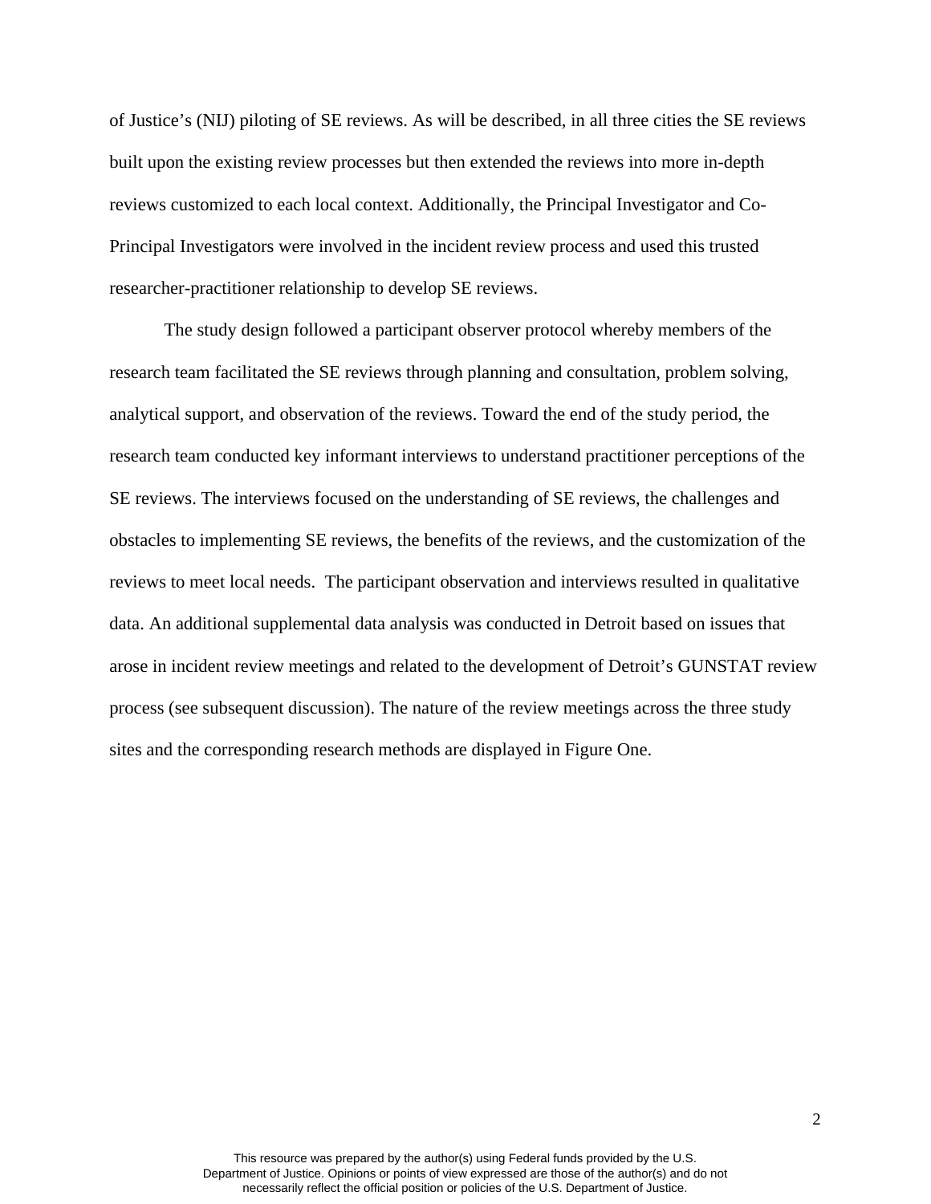of Justice's (NIJ) piloting of SE reviews. As will be described, in all three cities the SE reviews built upon the existing review processes but then extended the reviews into more in-depth reviews customized to each local context. Additionally, the Principal Investigator and Co-Principal Investigators were involved in the incident review process and used this trusted researcher-practitioner relationship to develop SE reviews.

The study design followed a participant observer protocol whereby members of the research team facilitated the SE reviews through planning and consultation, problem solving, analytical support, and observation of the reviews. Toward the end of the study period, the research team conducted key informant interviews to understand practitioner perceptions of the SE reviews. The interviews focused on the understanding of SE reviews, the challenges and obstacles to implementing SE reviews, the benefits of the reviews, and the customization of the reviews to meet local needs. The participant observation and interviews resulted in qualitative data. An additional supplemental data analysis was conducted in Detroit based on issues that arose in incident review meetings and related to the development of Detroit's GUNSTAT review process (see subsequent discussion). The nature of the review meetings across the three study sites and the corresponding research methods are displayed in Figure One.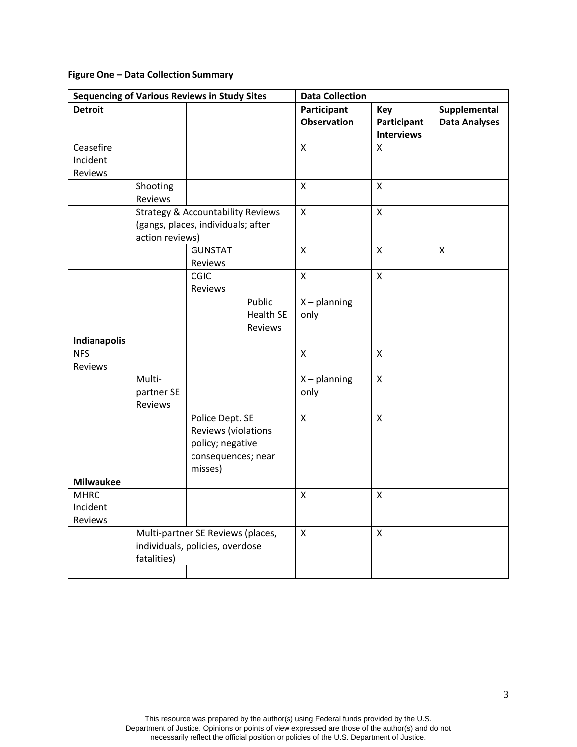**Figure One – Data Collection Summary**

| Sequencing of Various Reviews in Study Sites | | | | Data Collection | | |
|---|---|---|---|---|---|---|
| **Detroit** | | | | **Participant Observation** | **Key Participant Interviews** | **Supplemental Data Analyses** |
| Ceasefire Incident Reviews | | | | X | X | |
| | Shooting Reviews | | | X | X | |
| | Strategy & Accountability Reviews (gangs, places, individuals; after action reviews) | | | X | X | |
| | | GUNSTAT Reviews | | X | X | X |
| | | CGIC Reviews | | X | X | |
| | | | Public Health SE Reviews | X – planning only | | |
| **Indianapolis** | | | | | | |
| NFS Reviews | | | | X | X | |
| | Multi-partner SE Reviews | | | X – planning only | X | |
| | | Police Dept. SE Reviews (violations policy; negative consequences; near misses) | | X | X | |
| **Milwaukee** | | | | | | |
| MHRC Incident Reviews | | | | X | X | |
| | Multi-partner SE Reviews (places, individuals, policies, overdose fatalities) | | | X | X | |
| | | | | | | |

This resource was prepared by the author(s) using Federal funds provided by the U.S. Department of Justice. Opinions or points of view expressed are those of the author(s) and do not necessarily reflect the official position or policies of the U.S. Department of Justice.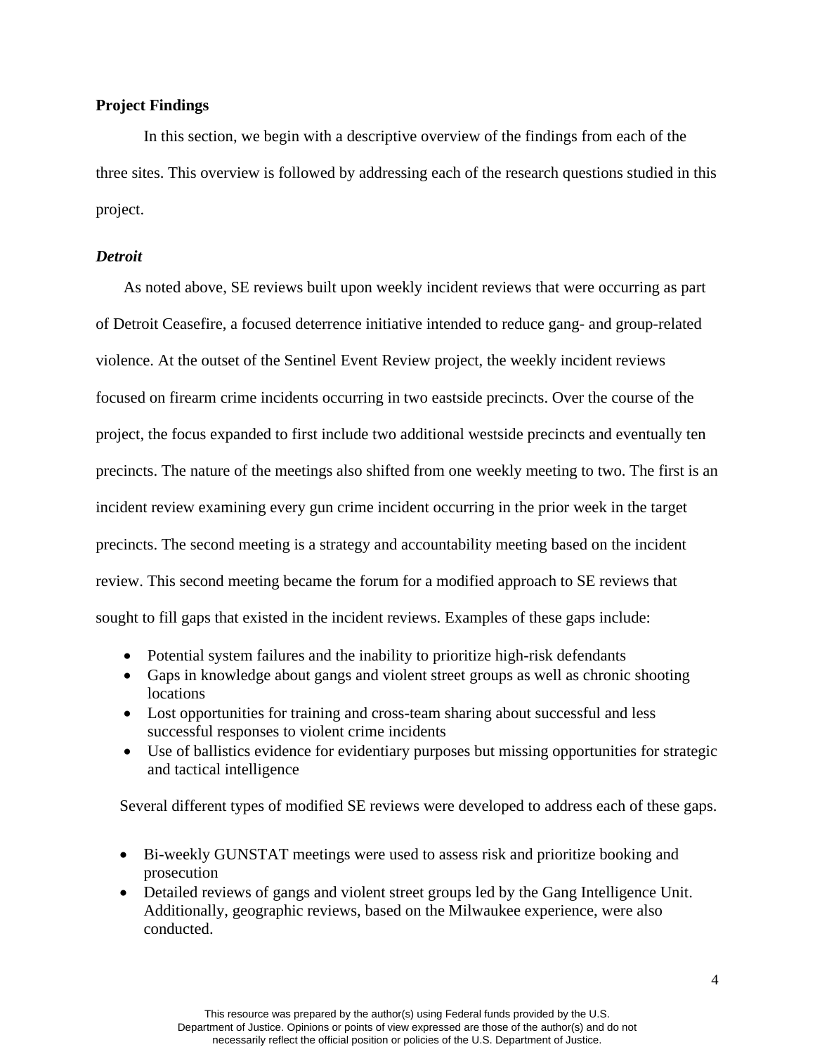**Project Findings**

In this section, we begin with a descriptive overview of the findings from each of the three sites. This overview is followed by addressing each of the research questions studied in this project.

***Detroit***

As noted above, SE reviews built upon weekly incident reviews that were occurring as part of Detroit Ceasefire, a focused deterrence initiative intended to reduce gang- and group-related violence. At the outset of the Sentinel Event Review project, the weekly incident reviews focused on firearm crime incidents occurring in two eastside precincts. Over the course of the project, the focus expanded to first include two additional westside precincts and eventually ten precincts. The nature of the meetings also shifted from one weekly meeting to two. The first is an incident review examining every gun crime incident occurring in the prior week in the target precincts. The second meeting is a strategy and accountability meeting based on the incident review. This second meeting became the forum for a modified approach to SE reviews that sought to fill gaps that existed in the incident reviews. Examples of these gaps include:

- Potential system failures and the inability to prioritize high-risk defendants
- Gaps in knowledge about gangs and violent street groups as well as chronic shooting locations
- Lost opportunities for training and cross-team sharing about successful and less successful responses to violent crime incidents
- Use of ballistics evidence for evidentiary purposes but missing opportunities for strategic and tactical intelligence

Several different types of modified SE reviews were developed to address each of these gaps.

- Bi-weekly GUNSTAT meetings were used to assess risk and prioritize booking and prosecution
- Detailed reviews of gangs and violent street groups led by the Gang Intelligence Unit. Additionally, geographic reviews, based on the Milwaukee experience, were also conducted.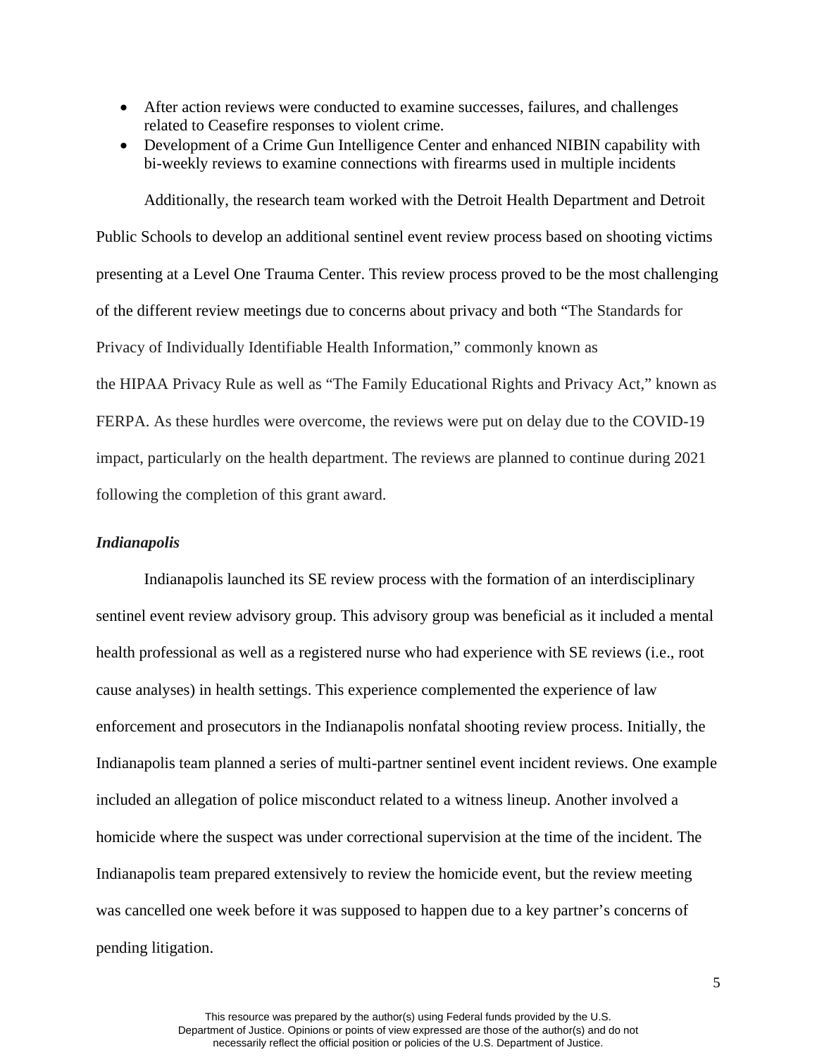- After action reviews were conducted to examine successes, failures, and challenges related to Ceasefire responses to violent crime.
- Development of a Crime Gun Intelligence Center and enhanced NIBIN capability with bi-weekly reviews to examine connections with firearms used in multiple incidents

Additionally, the research team worked with the Detroit Health Department and Detroit Public Schools to develop an additional sentinel event review process based on shooting victims presenting at a Level One Trauma Center. This review process proved to be the most challenging of the different review meetings due to concerns about privacy and both "The Standards for Privacy of Individually Identifiable Health Information," commonly known as the HIPAA Privacy Rule as well as "The Family Educational Rights and Privacy Act," known as FERPA. As these hurdles were overcome, the reviews were put on delay due to the COVID-19 impact, particularly on the health department. The reviews are planned to continue during 2021 following the completion of this grant award.

### *Indianapolis*

Indianapolis launched its SE review process with the formation of an interdisciplinary sentinel event review advisory group. This advisory group was beneficial as it included a mental health professional as well as a registered nurse who had experience with SE reviews (i.e., root cause analyses) in health settings. This experience complemented the experience of law enforcement and prosecutors in the Indianapolis nonfatal shooting review process. Initially, the Indianapolis team planned a series of multi-partner sentinel event incident reviews. One example included an allegation of police misconduct related to a witness lineup. Another involved a homicide where the suspect was under correctional supervision at the time of the incident. The Indianapolis team prepared extensively to review the homicide event, but the review meeting was cancelled one week before it was supposed to happen due to a key partner's concerns of pending litigation.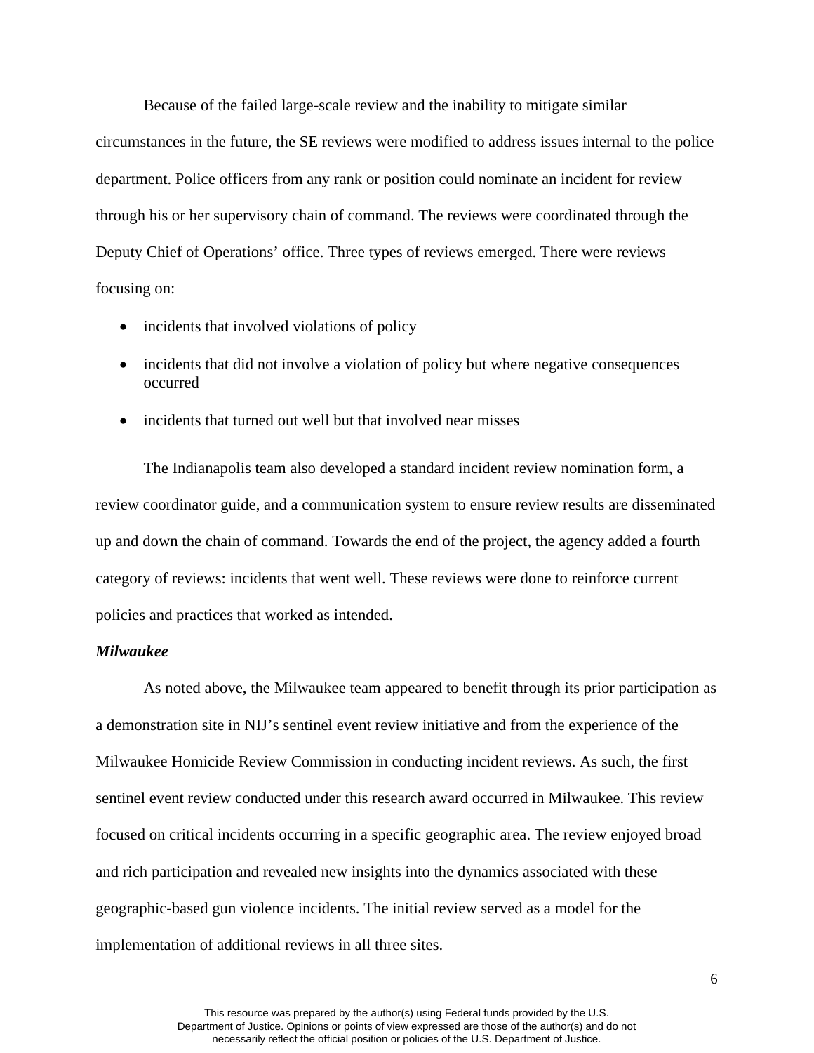Because of the failed large-scale review and the inability to mitigate similar circumstances in the future, the SE reviews were modified to address issues internal to the police department. Police officers from any rank or position could nominate an incident for review through his or her supervisory chain of command. The reviews were coordinated through the Deputy Chief of Operations' office. Three types of reviews emerged. There were reviews focusing on:

- incidents that involved violations of policy
- incidents that did not involve a violation of policy but where negative consequences occurred
- incidents that turned out well but that involved near misses

The Indianapolis team also developed a standard incident review nomination form, a review coordinator guide, and a communication system to ensure review results are disseminated up and down the chain of command. Towards the end of the project, the agency added a fourth category of reviews: incidents that went well. These reviews were done to reinforce current policies and practices that worked as intended.

***Milwaukee***

As noted above, the Milwaukee team appeared to benefit through its prior participation as a demonstration site in NIJ's sentinel event review initiative and from the experience of the Milwaukee Homicide Review Commission in conducting incident reviews. As such, the first sentinel event review conducted under this research award occurred in Milwaukee. This review focused on critical incidents occurring in a specific geographic area. The review enjoyed broad and rich participation and revealed new insights into the dynamics associated with these geographic-based gun violence incidents. The initial review served as a model for the implementation of additional reviews in all three sites.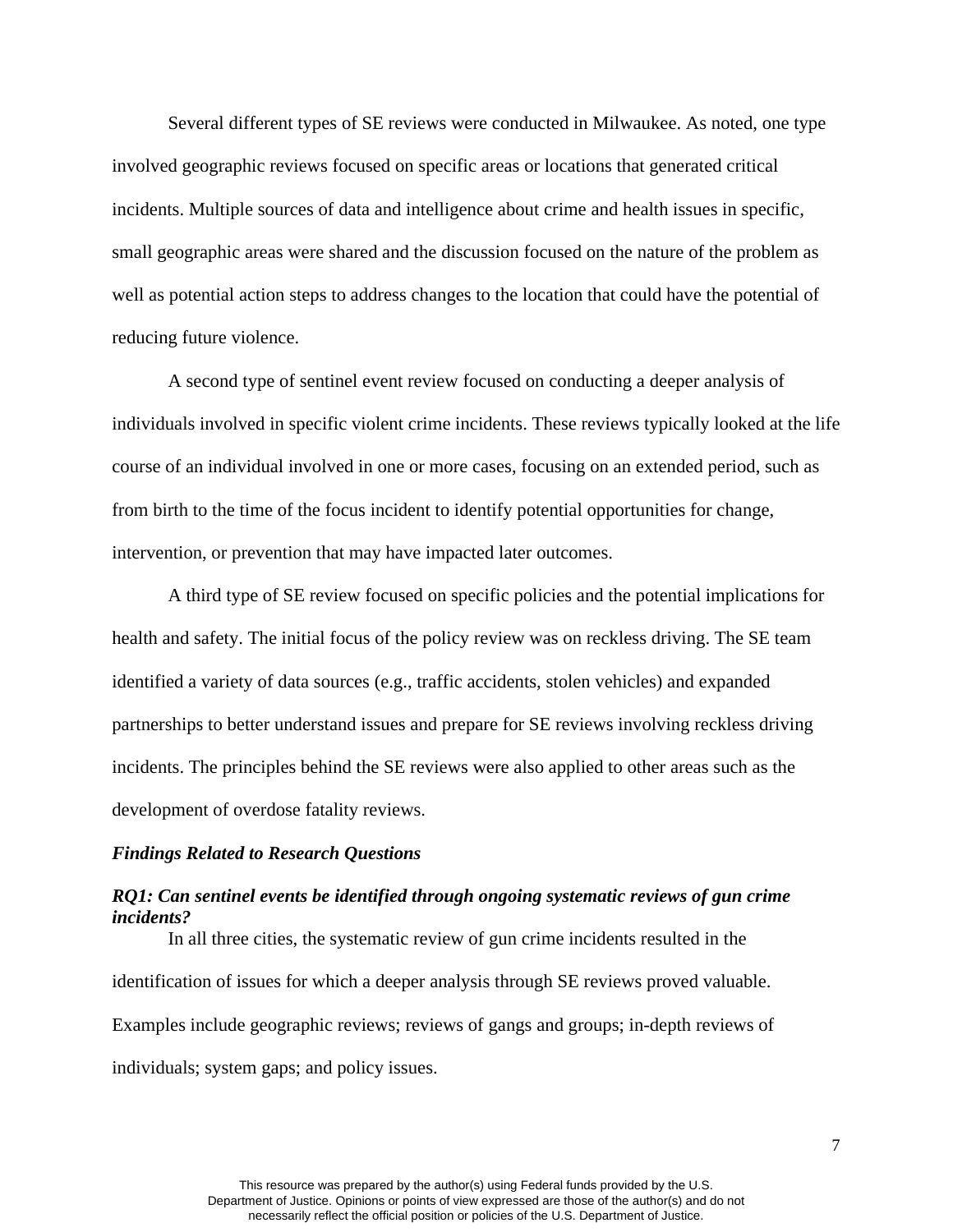Several different types of SE reviews were conducted in Milwaukee. As noted, one type involved geographic reviews focused on specific areas or locations that generated critical incidents. Multiple sources of data and intelligence about crime and health issues in specific, small geographic areas were shared and the discussion focused on the nature of the problem as well as potential action steps to address changes to the location that could have the potential of reducing future violence.

A second type of sentinel event review focused on conducting a deeper analysis of individuals involved in specific violent crime incidents. These reviews typically looked at the life course of an individual involved in one or more cases, focusing on an extended period, such as from birth to the time of the focus incident to identify potential opportunities for change, intervention, or prevention that may have impacted later outcomes.

A third type of SE review focused on specific policies and the potential implications for health and safety. The initial focus of the policy review was on reckless driving. The SE team identified a variety of data sources (e.g., traffic accidents, stolen vehicles) and expanded partnerships to better understand issues and prepare for SE reviews involving reckless driving incidents. The principles behind the SE reviews were also applied to other areas such as the development of overdose fatality reviews.

### *Findings Related to Research Questions*

#### *RQ1: Can sentinel events be identified through ongoing systematic reviews of gun crime incidents?*

In all three cities, the systematic review of gun crime incidents resulted in the identification of issues for which a deeper analysis through SE reviews proved valuable. Examples include geographic reviews; reviews of gangs and groups; in-depth reviews of individuals; system gaps; and policy issues.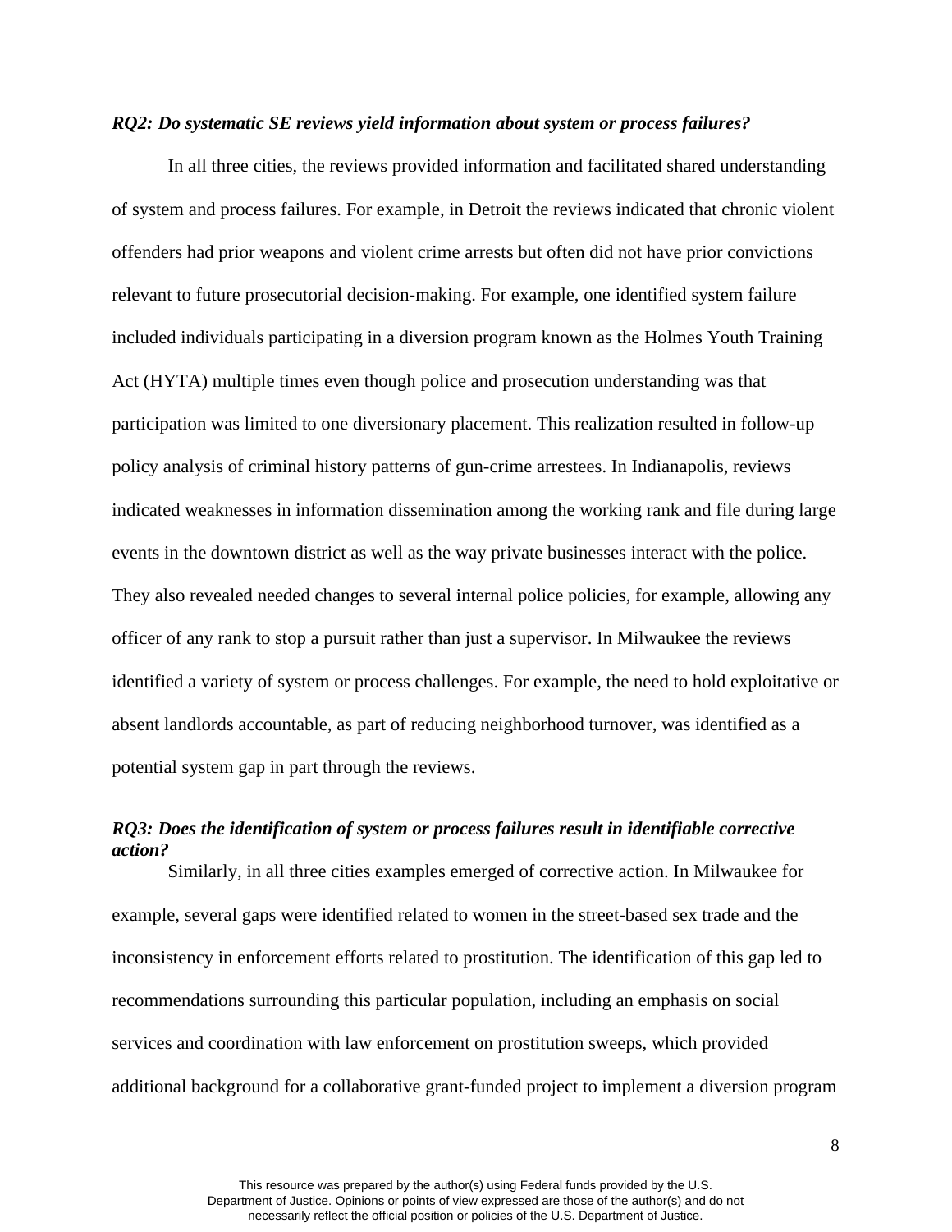***RQ2: Do systematic SE reviews yield information about system or process failures?***

In all three cities, the reviews provided information and facilitated shared understanding of system and process failures. For example, in Detroit the reviews indicated that chronic violent offenders had prior weapons and violent crime arrests but often did not have prior convictions relevant to future prosecutorial decision-making. For example, one identified system failure included individuals participating in a diversion program known as the Holmes Youth Training Act (HYTA) multiple times even though police and prosecution understanding was that participation was limited to one diversionary placement. This realization resulted in follow-up policy analysis of criminal history patterns of gun-crime arrestees. In Indianapolis, reviews indicated weaknesses in information dissemination among the working rank and file during large events in the downtown district as well as the way private businesses interact with the police. They also revealed needed changes to several internal police policies, for example, allowing any officer of any rank to stop a pursuit rather than just a supervisor. In Milwaukee the reviews identified a variety of system or process challenges. For example, the need to hold exploitative or absent landlords accountable, as part of reducing neighborhood turnover, was identified as a potential system gap in part through the reviews.

***RQ3: Does the identification of system or process failures result in identifiable corrective action?***

Similarly, in all three cities examples emerged of corrective action. In Milwaukee for example, several gaps were identified related to women in the street-based sex trade and the inconsistency in enforcement efforts related to prostitution. The identification of this gap led to recommendations surrounding this particular population, including an emphasis on social services and coordination with law enforcement on prostitution sweeps, which provided additional background for a collaborative grant-funded project to implement a diversion program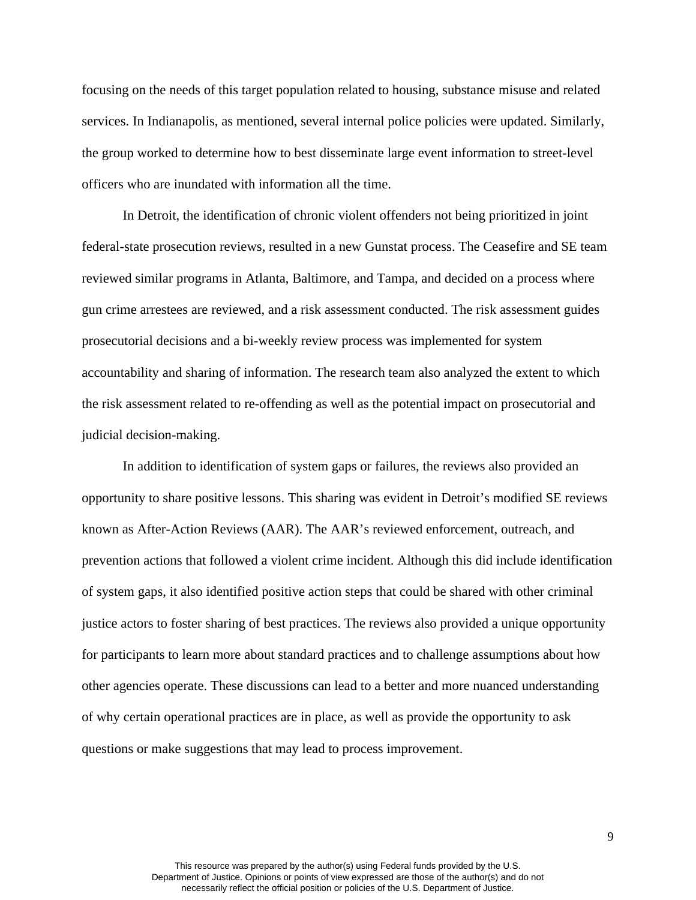focusing on the needs of this target population related to housing, substance misuse and related services. In Indianapolis, as mentioned, several internal police policies were updated. Similarly, the group worked to determine how to best disseminate large event information to street-level officers who are inundated with information all the time.

In Detroit, the identification of chronic violent offenders not being prioritized in joint federal-state prosecution reviews, resulted in a new Gunstat process. The Ceasefire and SE team reviewed similar programs in Atlanta, Baltimore, and Tampa, and decided on a process where gun crime arrestees are reviewed, and a risk assessment conducted. The risk assessment guides prosecutorial decisions and a bi-weekly review process was implemented for system accountability and sharing of information. The research team also analyzed the extent to which the risk assessment related to re-offending as well as the potential impact on prosecutorial and judicial decision-making.

In addition to identification of system gaps or failures, the reviews also provided an opportunity to share positive lessons. This sharing was evident in Detroit's modified SE reviews known as After-Action Reviews (AAR). The AAR's reviewed enforcement, outreach, and prevention actions that followed a violent crime incident. Although this did include identification of system gaps, it also identified positive action steps that could be shared with other criminal justice actors to foster sharing of best practices. The reviews also provided a unique opportunity for participants to learn more about standard practices and to challenge assumptions about how other agencies operate. These discussions can lead to a better and more nuanced understanding of why certain operational practices are in place, as well as provide the opportunity to ask questions or make suggestions that may lead to process improvement.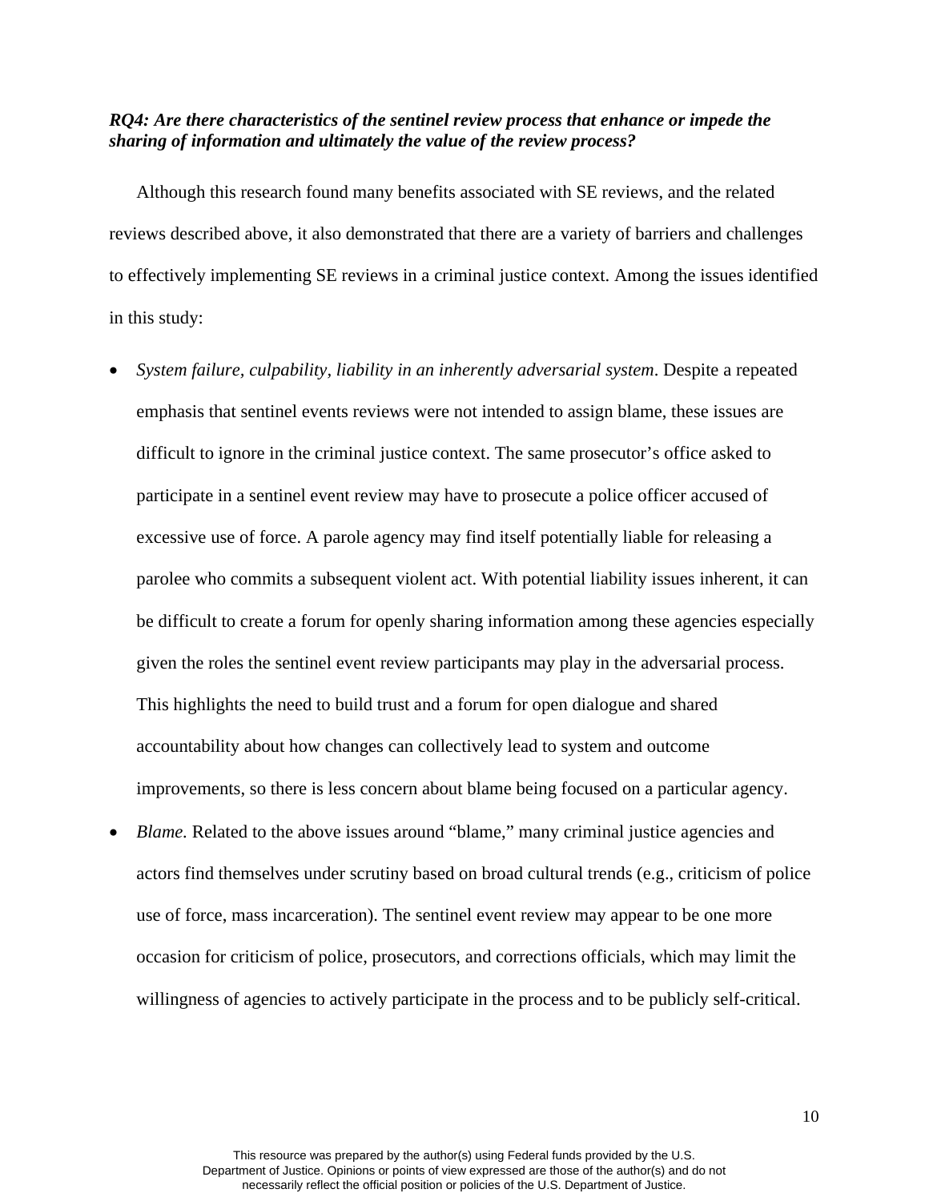***RQ4: Are there characteristics of the sentinel review process that enhance or impede the sharing of information and ultimately the value of the review process?***

Although this research found many benefits associated with SE reviews, and the related reviews described above, it also demonstrated that there are a variety of barriers and challenges to effectively implementing SE reviews in a criminal justice context. Among the issues identified in this study:

- *System failure, culpability, liability in an inherently adversarial system*. Despite a repeated emphasis that sentinel events reviews were not intended to assign blame, these issues are difficult to ignore in the criminal justice context. The same prosecutor's office asked to participate in a sentinel event review may have to prosecute a police officer accused of excessive use of force. A parole agency may find itself potentially liable for releasing a parolee who commits a subsequent violent act. With potential liability issues inherent, it can be difficult to create a forum for openly sharing information among these agencies especially given the roles the sentinel event review participants may play in the adversarial process. This highlights the need to build trust and a forum for open dialogue and shared accountability about how changes can collectively lead to system and outcome improvements, so there is less concern about blame being focused on a particular agency.
- *Blame.* Related to the above issues around "blame," many criminal justice agencies and actors find themselves under scrutiny based on broad cultural trends (e.g., criticism of police use of force, mass incarceration). The sentinel event review may appear to be one more occasion for criticism of police, prosecutors, and corrections officials, which may limit the willingness of agencies to actively participate in the process and to be publicly self-critical.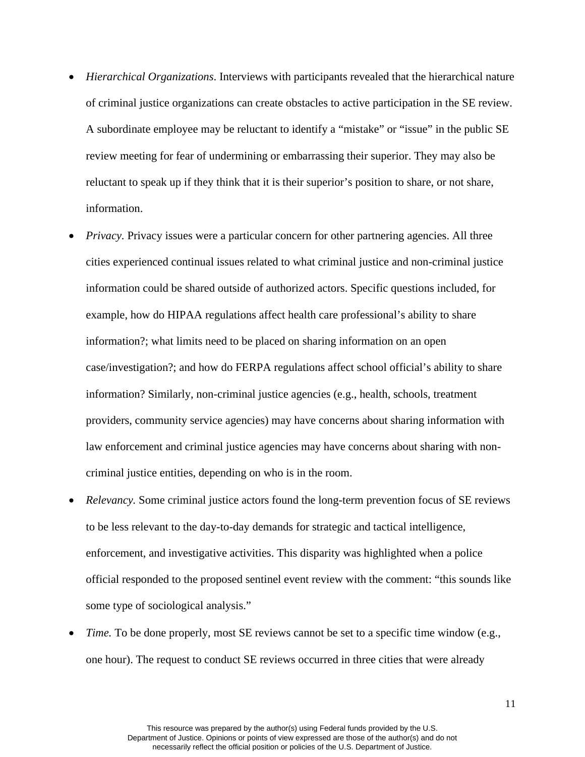- *Hierarchical Organizations*. Interviews with participants revealed that the hierarchical nature of criminal justice organizations can create obstacles to active participation in the SE review. A subordinate employee may be reluctant to identify a "mistake" or "issue" in the public SE review meeting for fear of undermining or embarrassing their superior. They may also be reluctant to speak up if they think that it is their superior's position to share, or not share, information.
- *Privacy*. Privacy issues were a particular concern for other partnering agencies. All three cities experienced continual issues related to what criminal justice and non-criminal justice information could be shared outside of authorized actors. Specific questions included, for example, how do HIPAA regulations affect health care professional's ability to share information?; what limits need to be placed on sharing information on an open case/investigation?; and how do FERPA regulations affect school official's ability to share information? Similarly, non-criminal justice agencies (e.g., health, schools, treatment providers, community service agencies) may have concerns about sharing information with law enforcement and criminal justice agencies may have concerns about sharing with non-criminal justice entities, depending on who is in the room.
- *Relevancy.* Some criminal justice actors found the long-term prevention focus of SE reviews to be less relevant to the day-to-day demands for strategic and tactical intelligence, enforcement, and investigative activities. This disparity was highlighted when a police official responded to the proposed sentinel event review with the comment: "this sounds like some type of sociological analysis."
- *Time.* To be done properly, most SE reviews cannot be set to a specific time window (e.g., one hour). The request to conduct SE reviews occurred in three cities that were already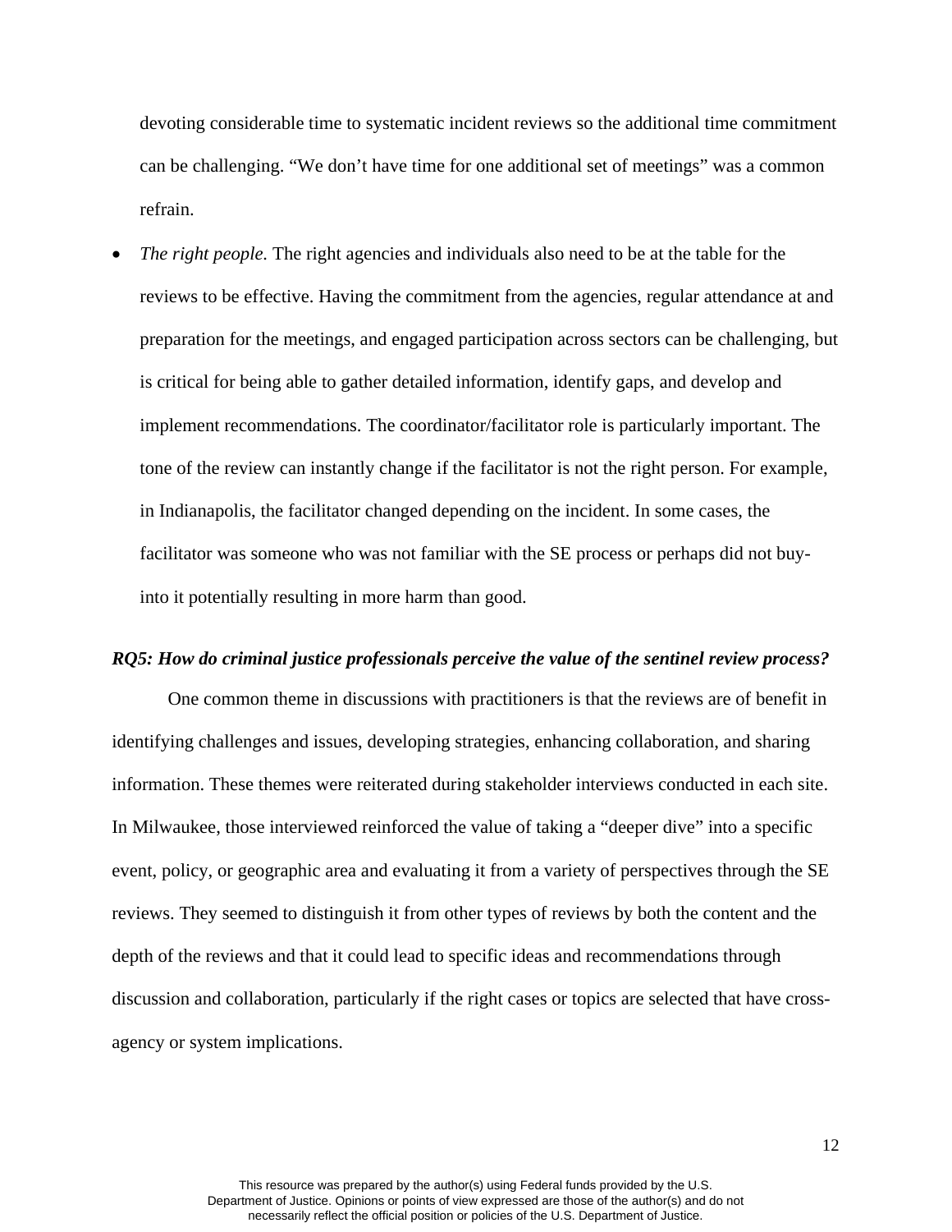devoting considerable time to systematic incident reviews so the additional time commitment can be challenging. "We don't have time for one additional set of meetings" was a common refrain.

- *The right people.* The right agencies and individuals also need to be at the table for the reviews to be effective. Having the commitment from the agencies, regular attendance at and preparation for the meetings, and engaged participation across sectors can be challenging, but is critical for being able to gather detailed information, identify gaps, and develop and implement recommendations. The coordinator/facilitator role is particularly important. The tone of the review can instantly change if the facilitator is not the right person. For example, in Indianapolis, the facilitator changed depending on the incident. In some cases, the facilitator was someone who was not familiar with the SE process or perhaps did not buy-into it potentially resulting in more harm than good.

***RQ5: How do criminal justice professionals perceive the value of the sentinel review process?***

One common theme in discussions with practitioners is that the reviews are of benefit in identifying challenges and issues, developing strategies, enhancing collaboration, and sharing information. These themes were reiterated during stakeholder interviews conducted in each site. In Milwaukee, those interviewed reinforced the value of taking a "deeper dive" into a specific event, policy, or geographic area and evaluating it from a variety of perspectives through the SE reviews. They seemed to distinguish it from other types of reviews by both the content and the depth of the reviews and that it could lead to specific ideas and recommendations through discussion and collaboration, particularly if the right cases or topics are selected that have cross-agency or system implications.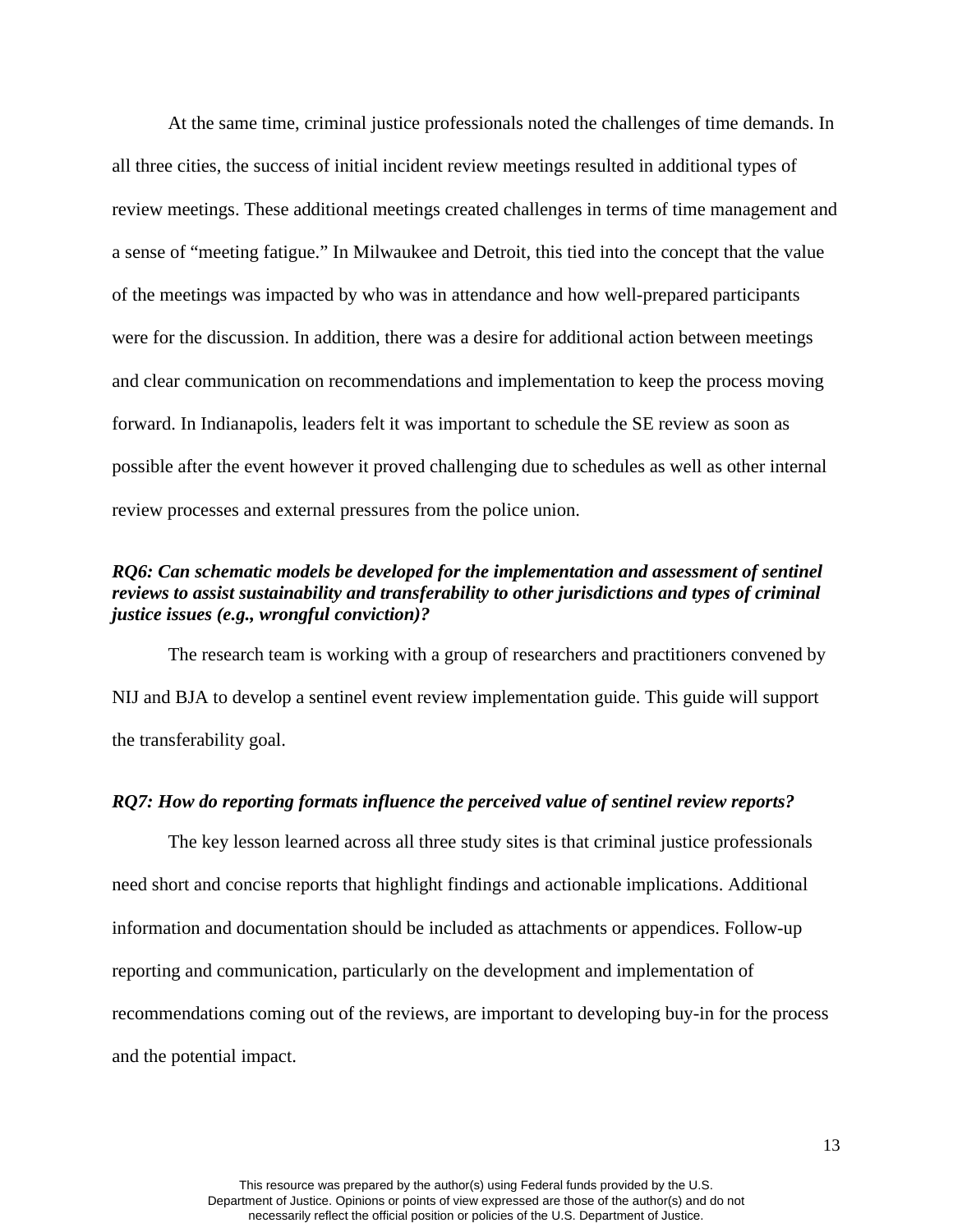At the same time, criminal justice professionals noted the challenges of time demands. In all three cities, the success of initial incident review meetings resulted in additional types of review meetings. These additional meetings created challenges in terms of time management and a sense of "meeting fatigue." In Milwaukee and Detroit, this tied into the concept that the value of the meetings was impacted by who was in attendance and how well-prepared participants were for the discussion. In addition, there was a desire for additional action between meetings and clear communication on recommendations and implementation to keep the process moving forward. In Indianapolis, leaders felt it was important to schedule the SE review as soon as possible after the event however it proved challenging due to schedules as well as other internal review processes and external pressures from the police union.

***RQ6: Can schematic models be developed for the implementation and assessment of sentinel reviews to assist sustainability and transferability to other jurisdictions and types of criminal justice issues (e.g., wrongful conviction)?***

The research team is working with a group of researchers and practitioners convened by NIJ and BJA to develop a sentinel event review implementation guide. This guide will support the transferability goal.

***RQ7: How do reporting formats influence the perceived value of sentinel review reports?***

The key lesson learned across all three study sites is that criminal justice professionals need short and concise reports that highlight findings and actionable implications. Additional information and documentation should be included as attachments or appendices. Follow-up reporting and communication, particularly on the development and implementation of recommendations coming out of the reviews, are important to developing buy-in for the process and the potential impact.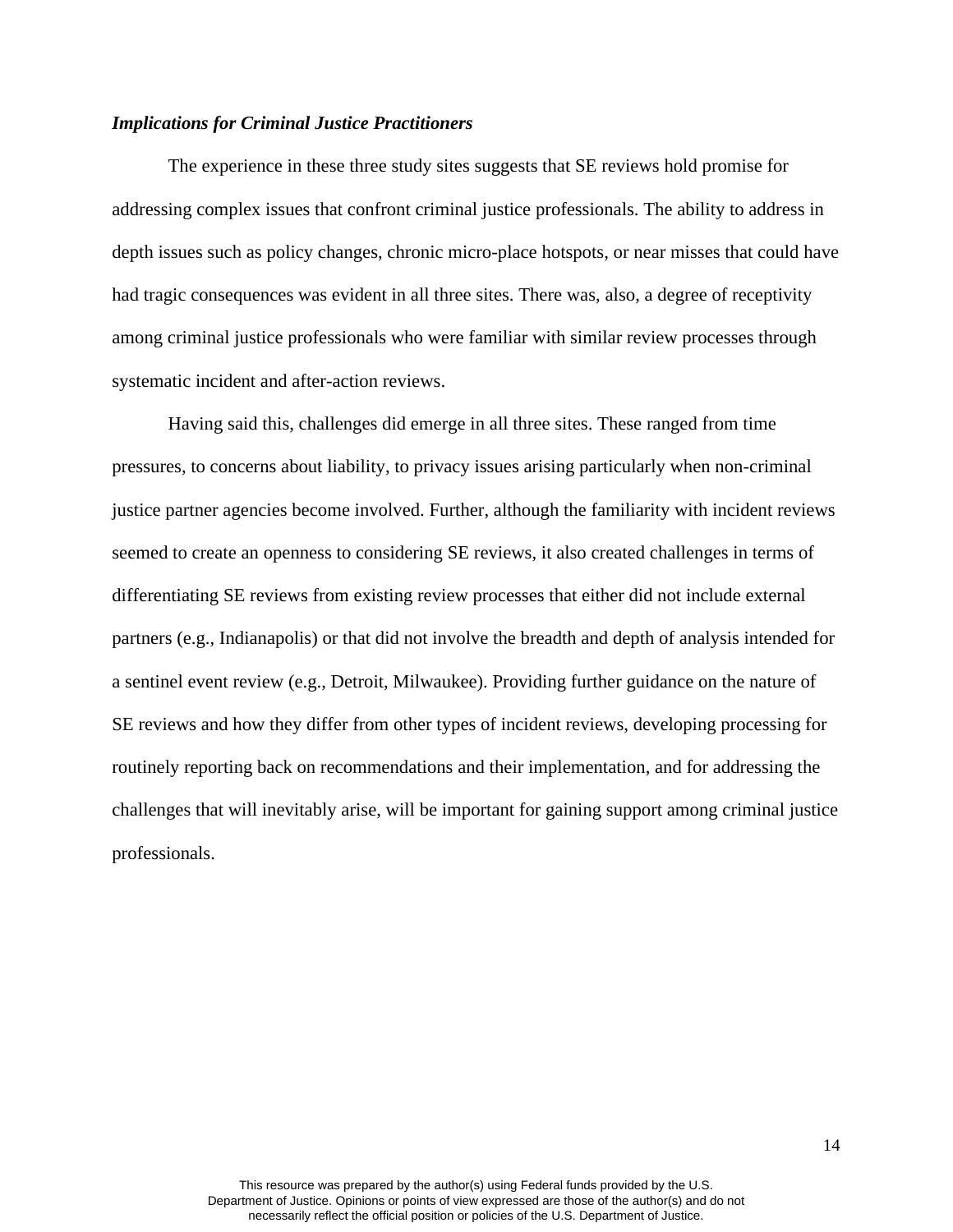### *Implications for Criminal Justice Practitioners*

The experience in these three study sites suggests that SE reviews hold promise for addressing complex issues that confront criminal justice professionals. The ability to address in depth issues such as policy changes, chronic micro-place hotspots, or near misses that could have had tragic consequences was evident in all three sites. There was, also, a degree of receptivity among criminal justice professionals who were familiar with similar review processes through systematic incident and after-action reviews.

Having said this, challenges did emerge in all three sites. These ranged from time pressures, to concerns about liability, to privacy issues arising particularly when non-criminal justice partner agencies become involved. Further, although the familiarity with incident reviews seemed to create an openness to considering SE reviews, it also created challenges in terms of differentiating SE reviews from existing review processes that either did not include external partners (e.g., Indianapolis) or that did not involve the breadth and depth of analysis intended for a sentinel event review (e.g., Detroit, Milwaukee). Providing further guidance on the nature of SE reviews and how they differ from other types of incident reviews, developing processing for routinely reporting back on recommendations and their implementation, and for addressing the challenges that will inevitably arise, will be important for gaining support among criminal justice professionals.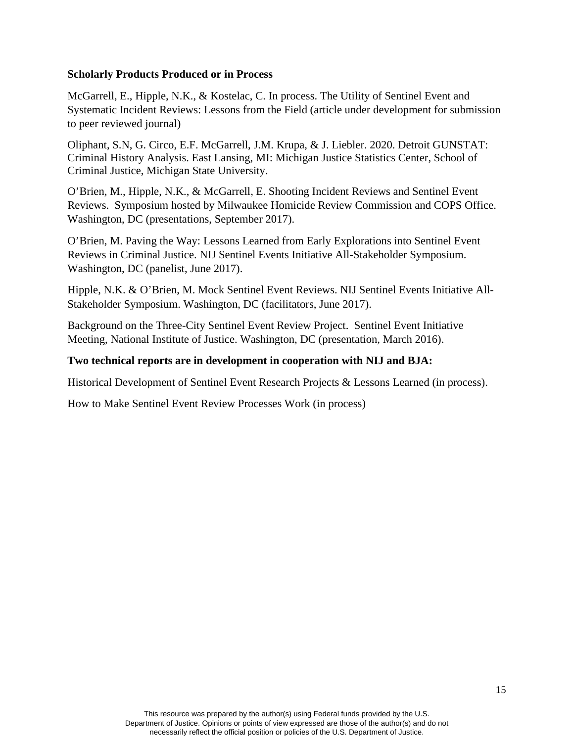**Scholarly Products Produced or in Process**

McGarrell, E., Hipple, N.K., & Kostelac, C. In process. The Utility of Sentinel Event and Systematic Incident Reviews: Lessons from the Field (article under development for submission to peer reviewed journal)

Oliphant, S.N, G. Circo, E.F. McGarrell, J.M. Krupa, & J. Liebler. 2020. Detroit GUNSTAT: Criminal History Analysis. East Lansing, MI: Michigan Justice Statistics Center, School of Criminal Justice, Michigan State University.

O'Brien, M., Hipple, N.K., & McGarrell, E. Shooting Incident Reviews and Sentinel Event Reviews. Symposium hosted by Milwaukee Homicide Review Commission and COPS Office. Washington, DC (presentations, September 2017).

O'Brien, M. Paving the Way: Lessons Learned from Early Explorations into Sentinel Event Reviews in Criminal Justice. NIJ Sentinel Events Initiative All-Stakeholder Symposium. Washington, DC (panelist, June 2017).

Hipple, N.K. & O'Brien, M. Mock Sentinel Event Reviews. NIJ Sentinel Events Initiative All-Stakeholder Symposium. Washington, DC (facilitators, June 2017).

Background on the Three-City Sentinel Event Review Project. Sentinel Event Initiative Meeting, National Institute of Justice. Washington, DC (presentation, March 2016).

**Two technical reports are in development in cooperation with NIJ and BJA:**

Historical Development of Sentinel Event Research Projects & Lessons Learned (in process).

How to Make Sentinel Event Review Processes Work (in process)